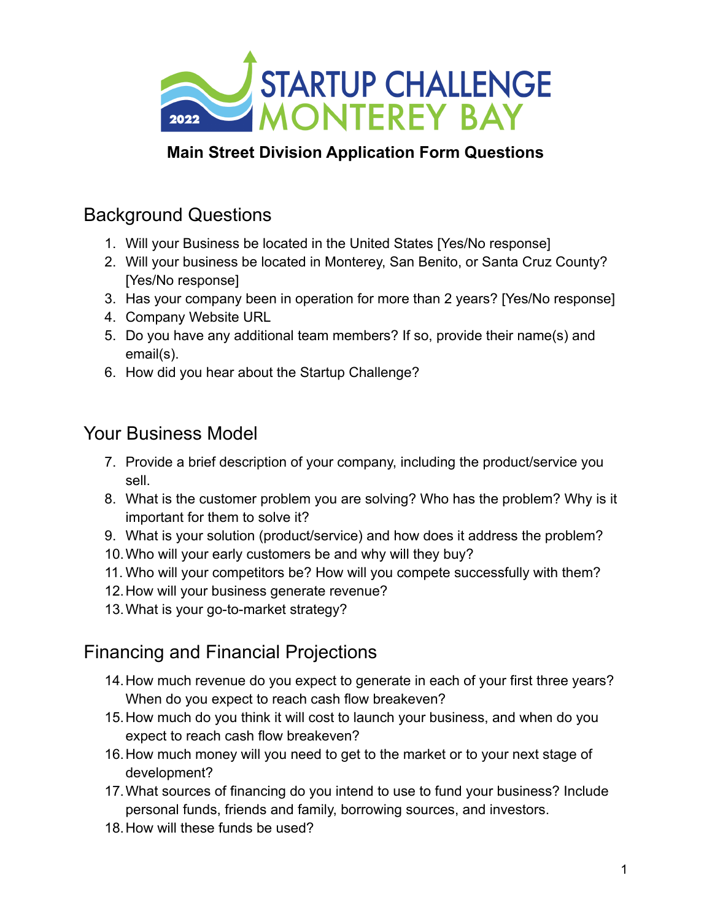# STARTUP CHALLENGE MONTEREY BAY 2022

**Main Street Division Application Form Questions**

## Background Questions

1. Will your Business be located in the United States [Yes/No response]
2. Will your business be located in Monterey, San Benito, or Santa Cruz County? [Yes/No response]
3. Has your company been in operation for more than 2 years? [Yes/No response]
4. Company Website URL
5. Do you have any additional team members? If so, provide their name(s) and email(s).
6. How did you hear about the Startup Challenge?

## Your Business Model

7. Provide a brief description of your company, including the product/service you sell.
8. What is the customer problem you are solving? Who has the problem? Why is it important for them to solve it?
9. What is your solution (product/service) and how does it address the problem?
10. Who will your early customers be and why will they buy?
11. Who will your competitors be? How will you compete successfully with them?
12. How will your business generate revenue?
13. What is your go-to-market strategy?

## Financing and Financial Projections

14. How much revenue do you expect to generate in each of your first three years? When do you expect to reach cash flow breakeven?
15. How much do you think it will cost to launch your business, and when do you expect to reach cash flow breakeven?
16. How much money will you need to get to the market or to your next stage of development?
17. What sources of financing do you intend to use to fund your business? Include personal funds, friends and family, borrowing sources, and investors.
18. How will these funds be used?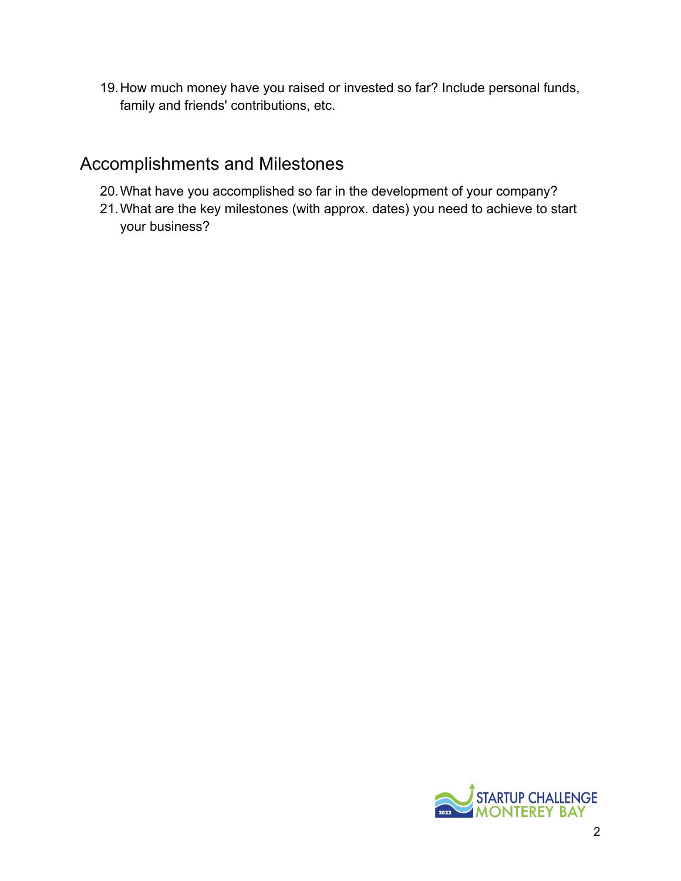19. How much money have you raised or invested so far? Include personal funds, family and friends' contributions, etc.

## Accomplishments and Milestones

20. What have you accomplished so far in the development of your company?
21. What are the key milestones (with approx. dates) you need to achieve to start your business?